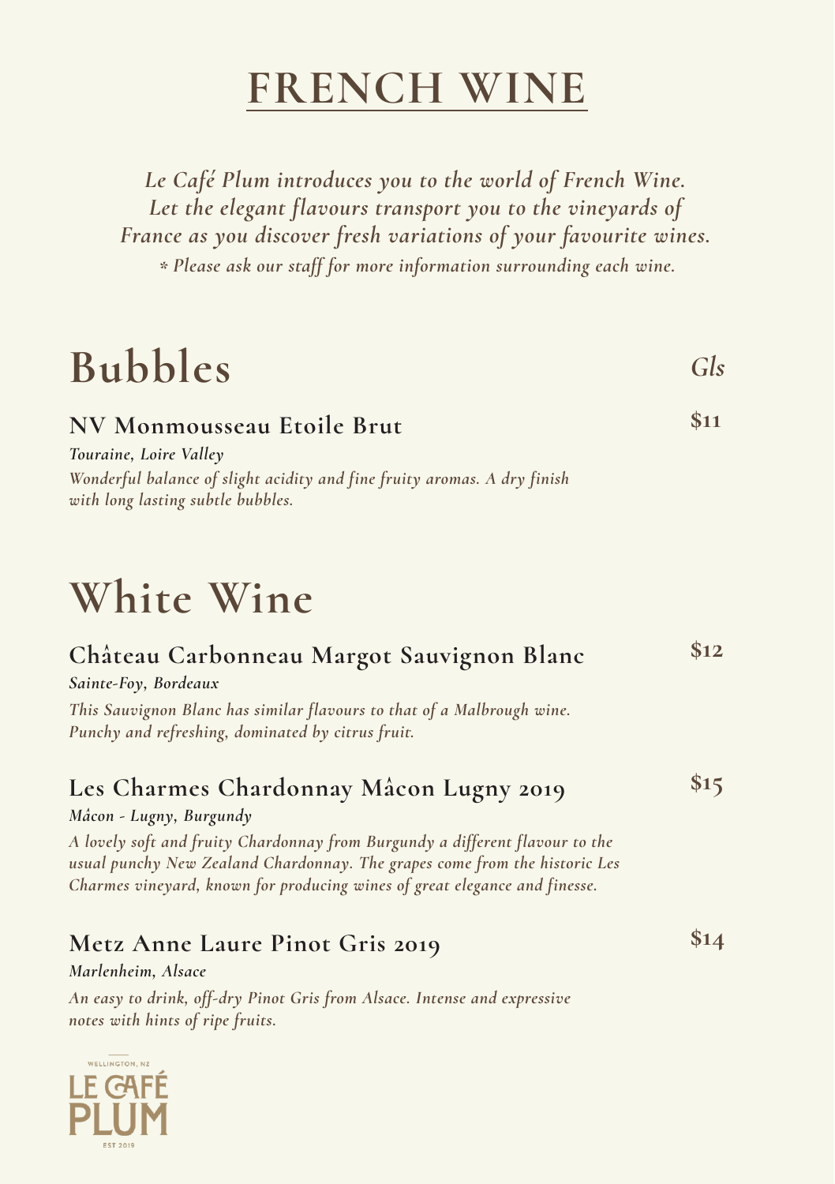# FRENCH WINE

*Le Café Plum introduces you to the world of French Wine. Let the elegant flavours transport you to the vineyards of France as you discover fresh variations of your favourite wines.*

*\* Please ask our staff for more information surrounding each wine.*

## Bubbles

*Gls*

### NV Monmousseau Etoile Brut — $11

*Touraine, Loire Valley*

*Wonderful balance of slight acidity and fine fruity aromas. A dry finish with long lasting subtle bubbles.*

## White Wine

### Château Carbonneau Margot Sauvignon Blanc — $12

*Sainte-Foy, Bordeaux*

*This Sauvignon Blanc has similar flavours to that of a Malbrough wine. Punchy and refreshing, dominated by citrus fruit.*

### Les Charmes Chardonnay Mâcon Lugny 2019 — $15

*Mâcon - Lugny, Burgundy*

*A lovely soft and fruity Chardonnay from Burgundy a different flavour to the usual punchy New Zealand Chardonnay. The grapes come from the historic Les Charmes vineyard, known for producing wines of great elegance and finesse.*

### Metz Anne Laure Pinot Gris 2019 — $14

*Marlenheim, Alsace*

*An easy to drink, off-dry Pinot Gris from Alsace. Intense and expressive notes with hints of ripe fruits.*

WELLINGTON, NZ
LE CAFÉ PLUM
EST 2019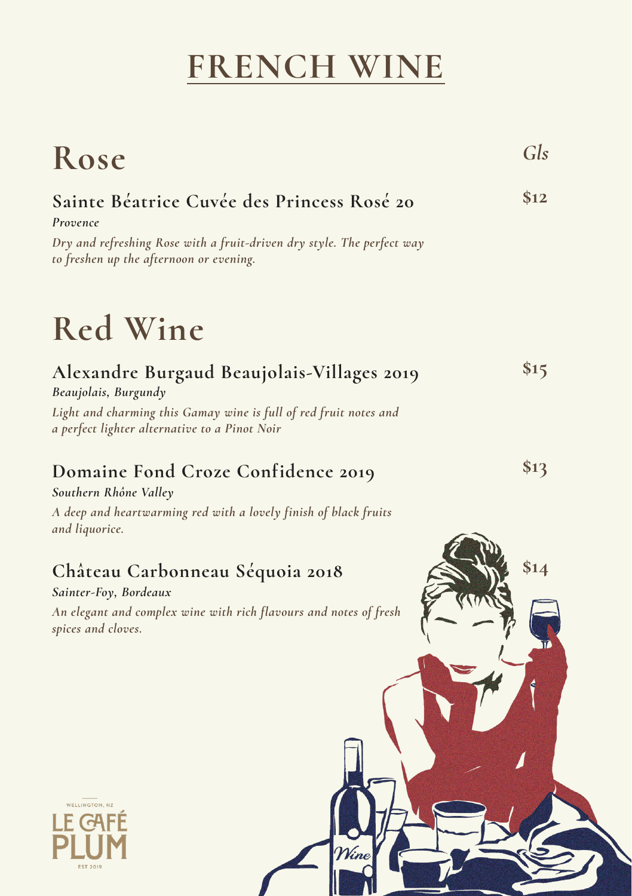# FRENCH WINE

## Rose

*Gls*

### Sainte Béatrice Cuvée des Princess Rosé 20 — $12

*Provence*

*Dry and refreshing Rose with a fruit-driven dry style. The perfect way to freshen up the afternoon or evening.*

## Red Wine

### Alexandre Burgaud Beaujolais-Villages 2019 — $15

*Beaujolais, Burgundy*

*Light and charming this Gamay wine is full of red fruit notes and a perfect lighter alternative to a Pinot Noir*

### Domaine Fond Croze Confidence 2019 — $13

*Southern Rhône Valley*

*A deep and heartwarming red with a lovely finish of black fruits and liquorice.*

### Château Carbonneau Séquoia 2018 — $14

*Sainter-Foy, Bordeaux*

*An elegant and complex wine with rich flavours and notes of fresh spices and cloves.*

WELLINGTON, NZ
LE CAFÉ PLUM
EST 2019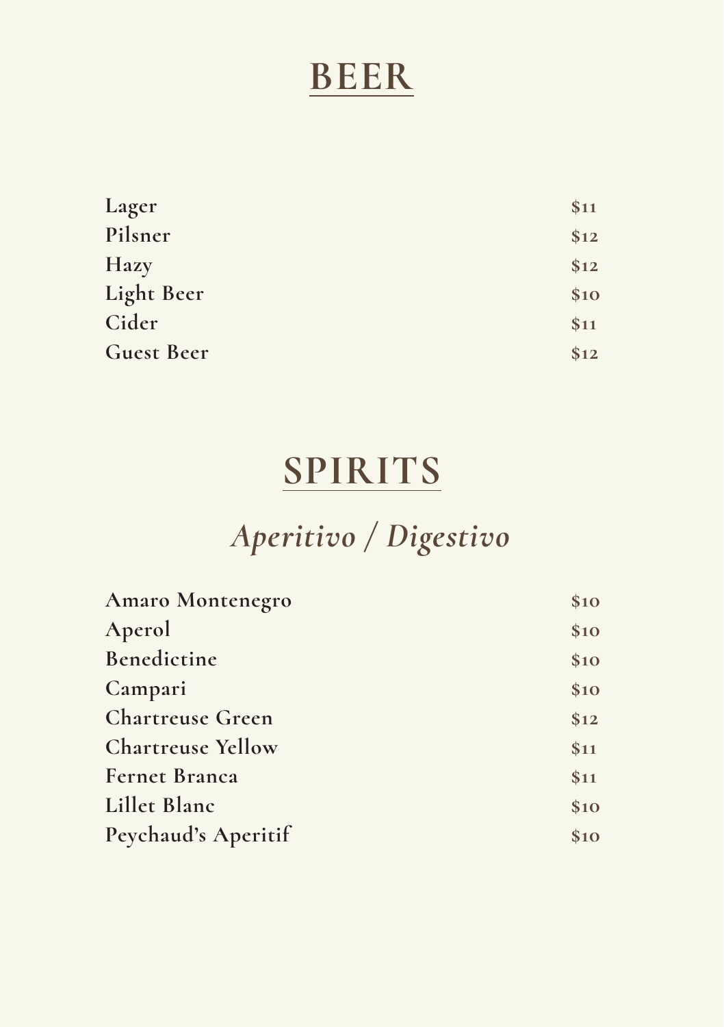# BEER

| | |
|---|---|
| **Lager** | **$11** |
| **Pilsner** | **$12** |
| **Hazy** | **$12** |
| **Light Beer** | **$10** |
| **Cider** | **$11** |
| **Guest Beer** | **$12** |

# SPIRITS

## *Aperitivo / Digestivo*

| | |
|---|---|
| **Amaro Montenegro** | **$10** |
| **Aperol** | **$10** |
| **Benedictine** | **$10** |
| **Campari** | **$10** |
| **Chartreuse Green** | **$12** |
| **Chartreuse Yellow** | **$11** |
| **Fernet Branca** | **$11** |
| **Lillet Blanc** | **$10** |
| **Peychaud's Aperitif** | **$10** |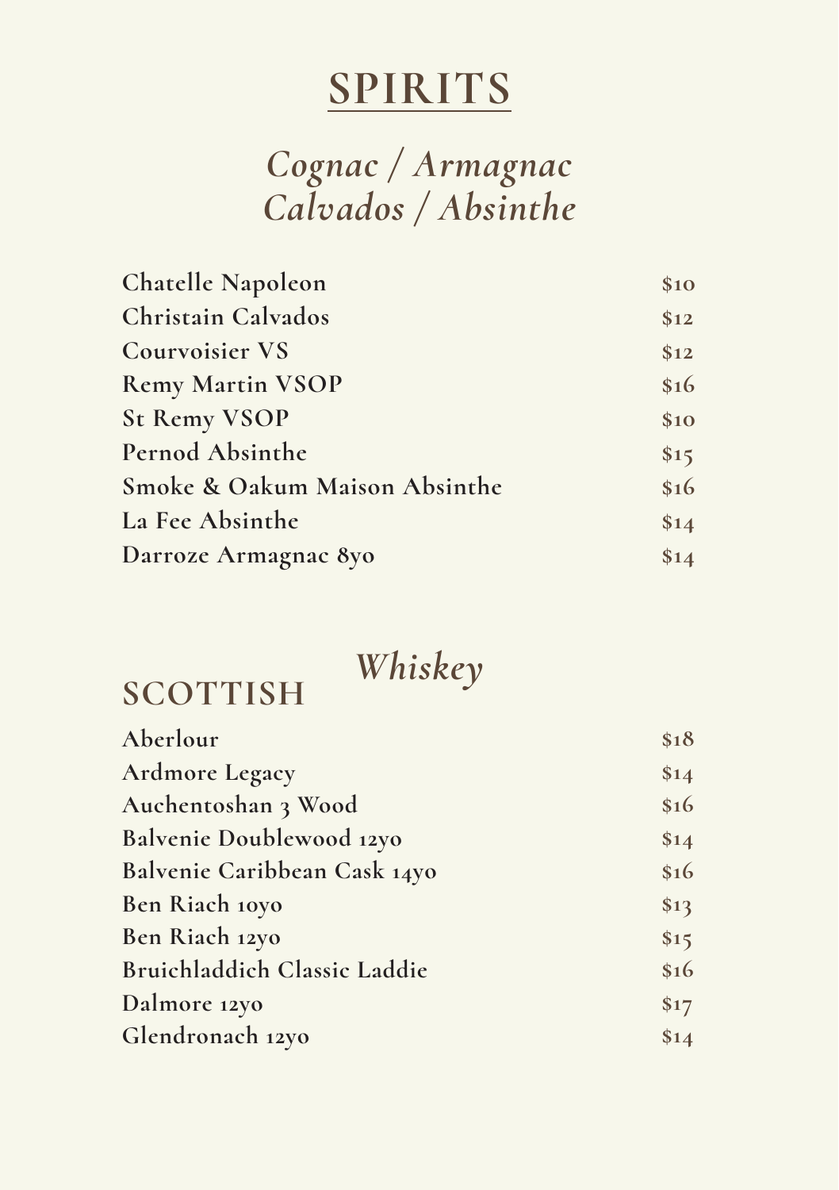# SPIRITS

## *Cognac / Armagnac Calvados / Absinthe*

| Item | Price |
| --- | --- |
| **Chatelle Napoleon** | **$10** |
| **Christain Calvados** | **$12** |
| **Courvoisier VS** | **$12** |
| **Remy Martin VSOP** | **$16** |
| **St Remy VSOP** | **$10** |
| **Pernod Absinthe** | **$15** |
| **Smoke & Oakum Maison Absinthe** | **$16** |
| **La Fee Absinthe** | **$14** |
| **Darroze Armagnac 8yo** | **$14** |

## *Whiskey*

### SCOTTISH

| Item | Price |
| --- | --- |
| **Aberlour** | **$18** |
| **Ardmore Legacy** | **$14** |
| **Auchentoshan 3 Wood** | **$16** |
| **Balvenie Doublewood 12yo** | **$14** |
| **Balvenie Caribbean Cask 14yo** | **$16** |
| **Ben Riach 10yo** | **$13** |
| **Ben Riach 12yo** | **$15** |
| **Bruichladdich Classic Laddie** | **$16** |
| **Dalmore 12yo** | **$17** |
| **Glendronach 12yo** | **$14** |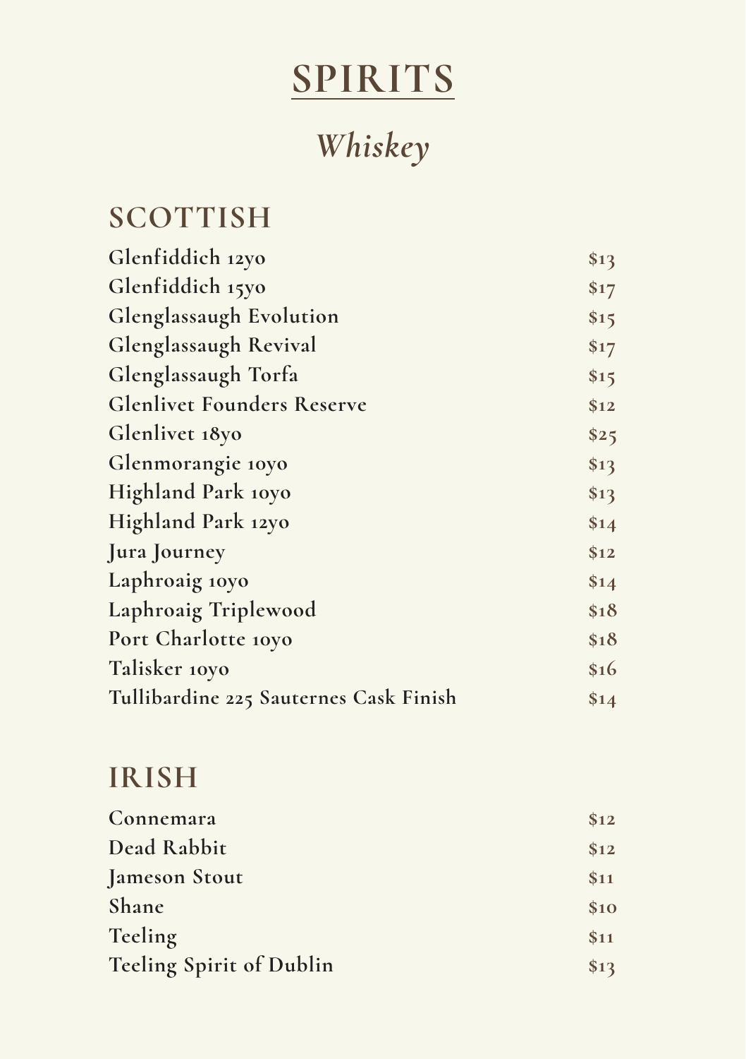# SPIRITS

## *Whiskey*

### SCOTTISH

| | |
|---|---|
| Glenfiddich 12yo | $13 |
| Glenfiddich 15yo | $17 |
| Glenglassaugh Evolution | $15 |
| Glenglassaugh Revival | $17 |
| Glenglassaugh Torfa | $15 |
| Glenlivet Founders Reserve | $12 |
| Glenlivet 18yo | $25 |
| Glenmorangie 10yo | $13 |
| Highland Park 10yo | $13 |
| Highland Park 12yo | $14 |
| Jura Journey | $12 |
| Laphroaig 10yo | $14 |
| Laphroaig Triplewood | $18 |
| Port Charlotte 10yo | $18 |
| Talisker 10yo | $16 |
| Tullibardine 225 Sauternes Cask Finish | $14 |

### IRISH

| | |
|---|---|
| Connemara | $12 |
| Dead Rabbit | $12 |
| Jameson Stout | $11 |
| Shane | $10 |
| Teeling | $11 |
| Teeling Spirit of Dublin | $13 |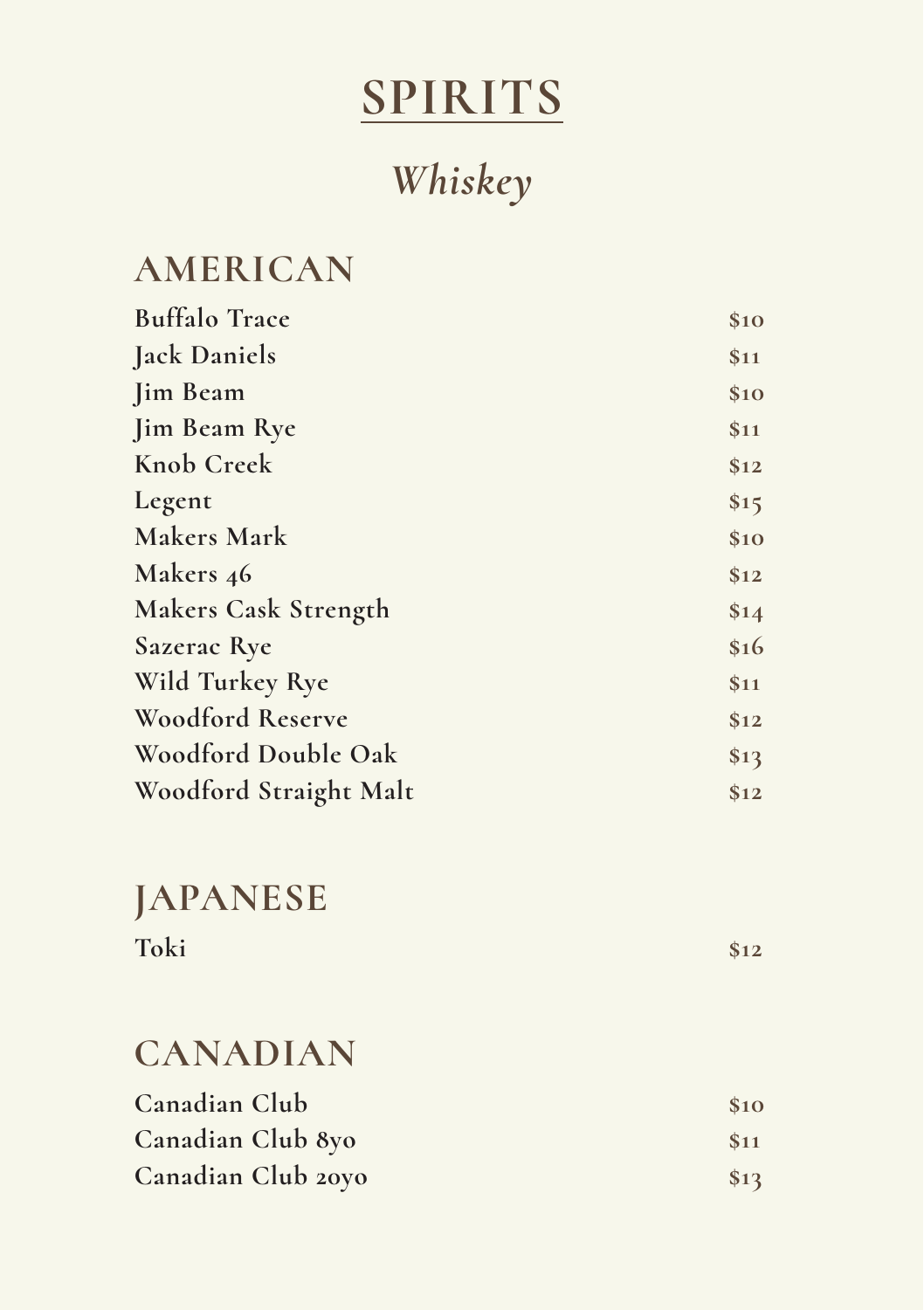# SPIRITS

## *Whiskey*

### AMERICAN

| | |
|---|---|
| Buffalo Trace | $10 |
| Jack Daniels | $11 |
| Jim Beam | $10 |
| Jim Beam Rye | $11 |
| Knob Creek | $12 |
| Legent | $15 |
| Makers Mark | $10 |
| Makers 46 | $12 |
| Makers Cask Strength | $14 |
| Sazerac Rye | $16 |
| Wild Turkey Rye | $11 |
| Woodford Reserve | $12 |
| Woodford Double Oak | $13 |
| Woodford Straight Malt | $12 |

### JAPANESE

| | |
|---|---|
| Toki | $12 |

### CANADIAN

| | |
|---|---|
| Canadian Club | $10 |
| Canadian Club 8yo | $11 |
| Canadian Club 20yo | $13 |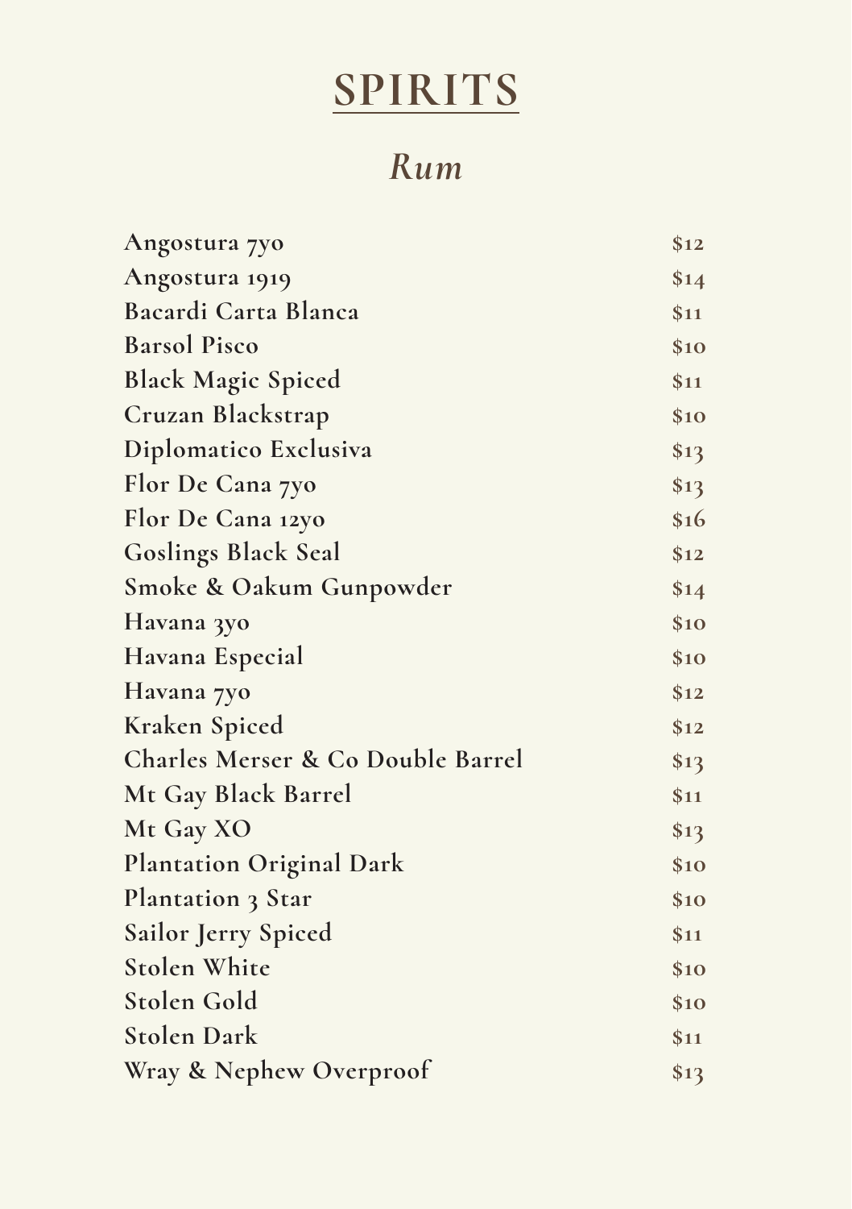# SPIRITS

## *Rum*

| | |
|---|---|
| Angostura 7yo | $12 |
| Angostura 1919 | $14 |
| Bacardi Carta Blanca | $11 |
| Barsol Pisco | $10 |
| Black Magic Spiced | $11 |
| Cruzan Blackstrap | $10 |
| Diplomatico Exclusiva | $13 |
| Flor De Cana 7yo | $13 |
| Flor De Cana 12yo | $16 |
| Goslings Black Seal | $12 |
| Smoke & Oakum Gunpowder | $14 |
| Havana 3yo | $10 |
| Havana Especial | $10 |
| Havana 7yo | $12 |
| Kraken Spiced | $12 |
| Charles Merser & Co Double Barrel | $13 |
| Mt Gay Black Barrel | $11 |
| Mt Gay XO | $13 |
| Plantation Original Dark | $10 |
| Plantation 3 Star | $10 |
| Sailor Jerry Spiced | $11 |
| Stolen White | $10 |
| Stolen Gold | $10 |
| Stolen Dark | $11 |
| Wray & Nephew Overproof | $13 |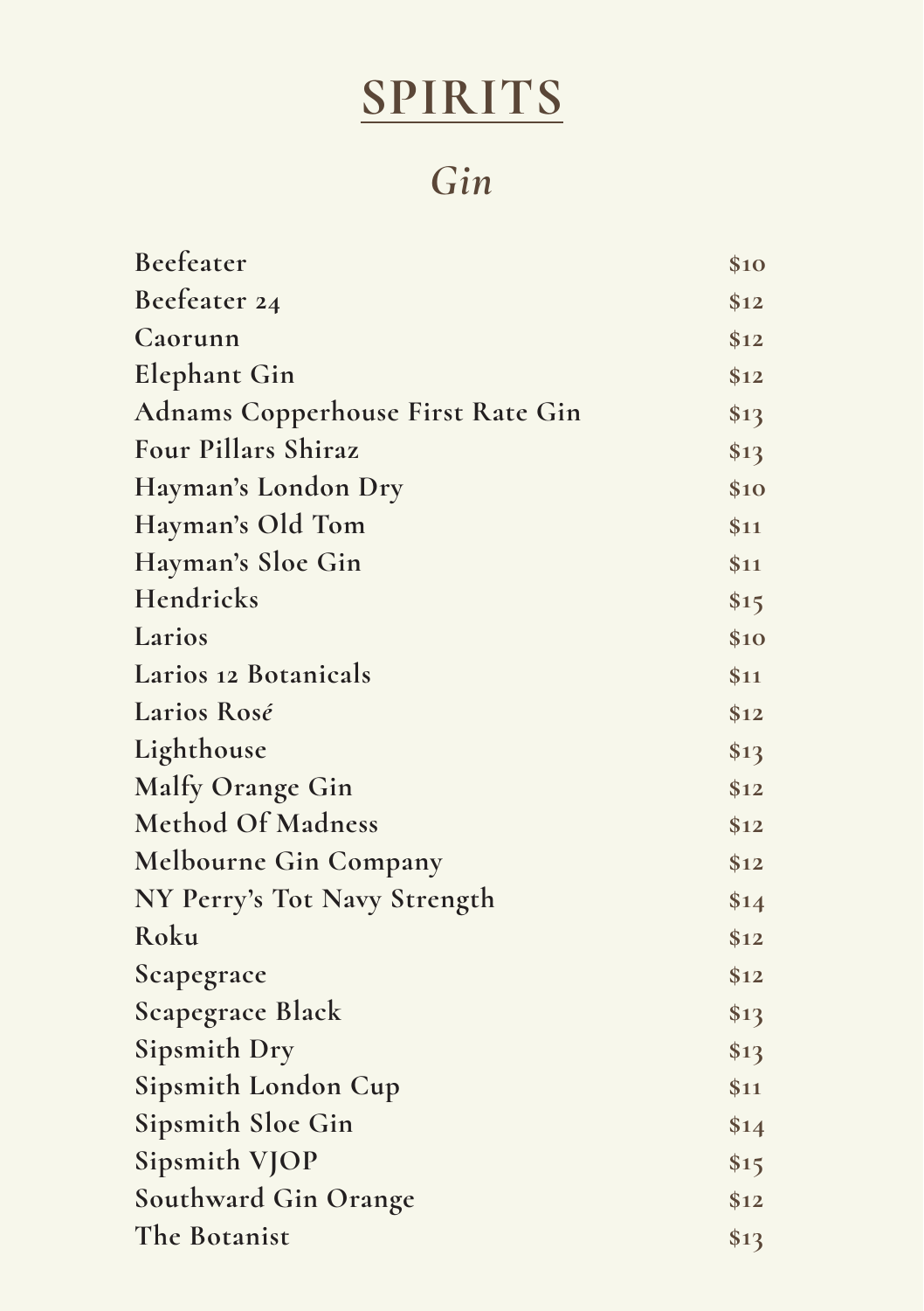# SPIRITS

## *Gin*

| Item | Price |
| --- | --- |
| **Beefeater** | **$10** |
| **Beefeater 24** | **$12** |
| **Caorunn** | **$12** |
| **Elephant Gin** | **$12** |
| **Adnams Copperhouse First Rate Gin** | **$13** |
| **Four Pillars Shiraz** | **$13** |
| **Hayman's London Dry** | **$10** |
| **Hayman's Old Tom** | **$11** |
| **Hayman's Sloe Gin** | **$11** |
| **Hendricks** | **$15** |
| **Larios** | **$10** |
| **Larios 12 Botanicals** | **$11** |
| **Larios Rosé** | **$12** |
| **Lighthouse** | **$13** |
| **Malfy Orange Gin** | **$12** |
| **Method Of Madness** | **$12** |
| **Melbourne Gin Company** | **$12** |
| **NY Perry's Tot Navy Strength** | **$14** |
| **Roku** | **$12** |
| **Scapegrace** | **$12** |
| **Scapegrace Black** | **$13** |
| **Sipsmith Dry** | **$13** |
| **Sipsmith London Cup** | **$11** |
| **Sipsmith Sloe Gin** | **$14** |
| **Sipsmith VJOP** | **$15** |
| **Southward Gin Orange** | **$12** |
| **The Botanist** | **$13** |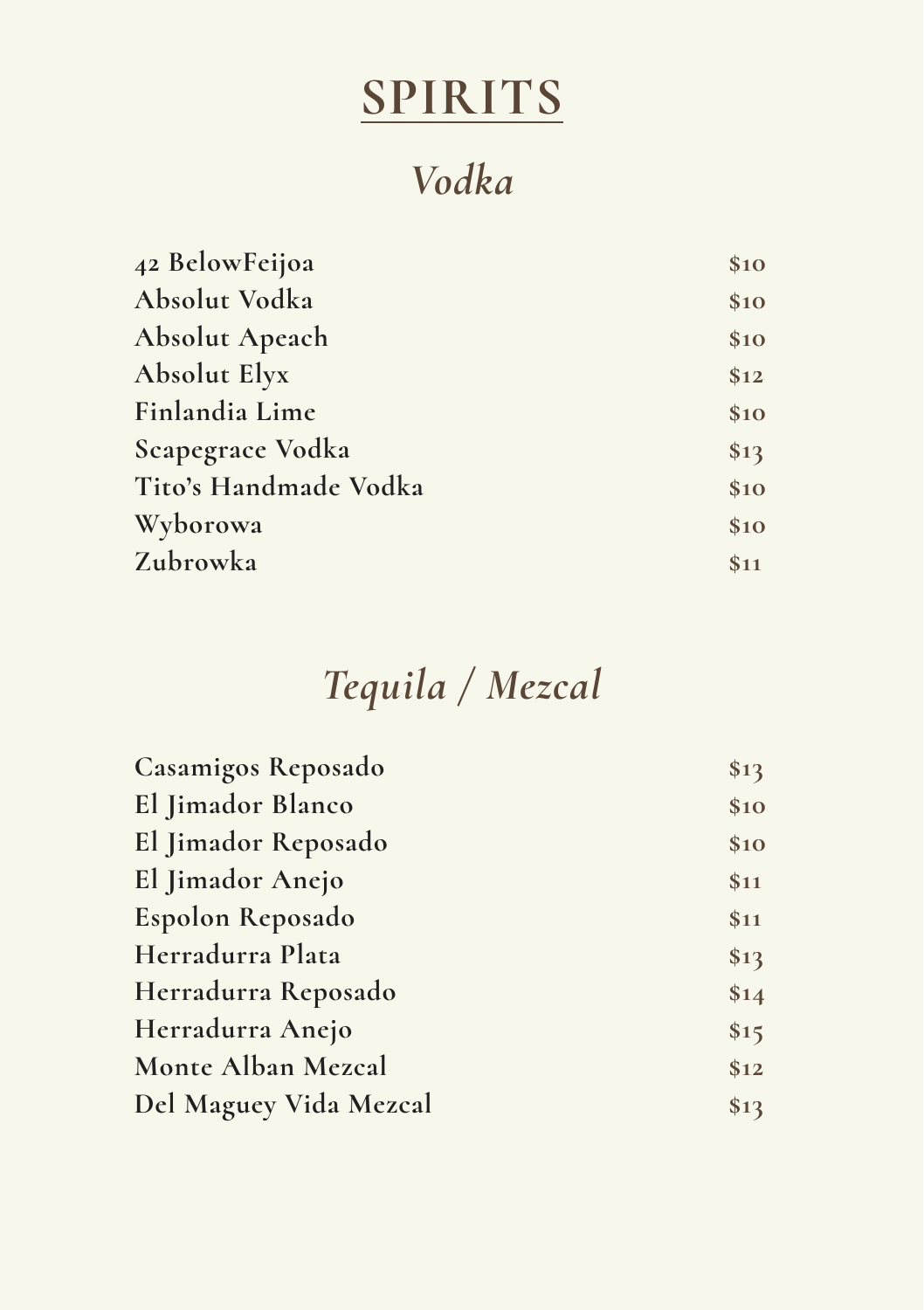# SPIRITS

## *Vodka*

| | |
|---|---|
| **42 BelowFeijoa** | **$10** |
| **Absolut Vodka** | **$10** |
| **Absolut Apeach** | **$10** |
| **Absolut Elyx** | **$12** |
| **Finlandia Lime** | **$10** |
| **Scapegrace Vodka** | **$13** |
| **Tito's Handmade Vodka** | **$10** |
| **Wyborowa** | **$10** |
| **Zubrowka** | **$11** |

## *Tequila / Mezcal*

| | |
|---|---|
| **Casamigos Reposado** | **$13** |
| **El Jimador Blanco** | **$10** |
| **El Jimador Reposado** | **$10** |
| **El Jimador Anejo** | **$11** |
| **Espolon Reposado** | **$11** |
| **Herradurra Plata** | **$13** |
| **Herradurra Reposado** | **$14** |
| **Herradurra Anejo** | **$15** |
| **Monte Alban Mezcal** | **$12** |
| **Del Maguey Vida Mezcal** | **$13** |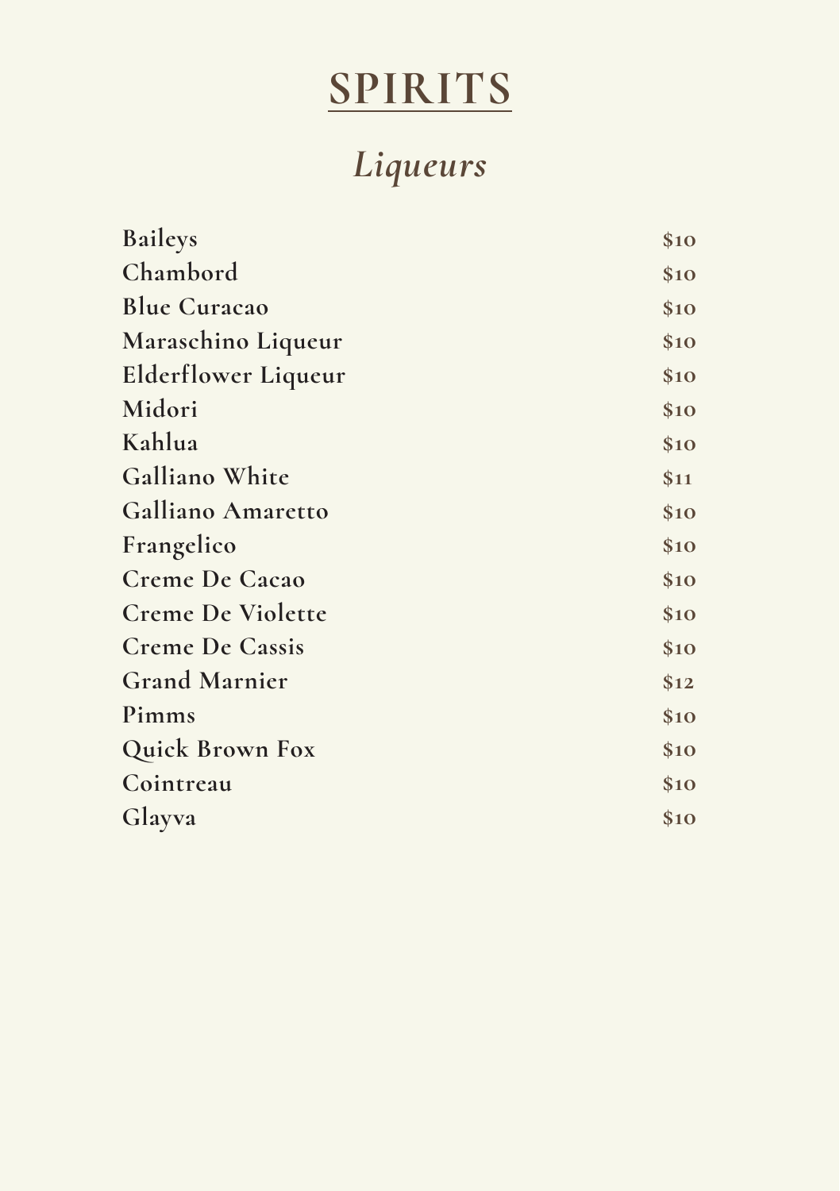# SPIRITS

## *Liqueurs*

| | |
|---|---|
| **Baileys** | **$10** |
| **Chambord** | **$10** |
| **Blue Curacao** | **$10** |
| **Maraschino Liqueur** | **$10** |
| **Elderflower Liqueur** | **$10** |
| **Midori** | **$10** |
| **Kahlua** | **$10** |
| **Galliano White** | **$11** |
| **Galliano Amaretto** | **$10** |
| **Frangelico** | **$10** |
| **Creme De Cacao** | **$10** |
| **Creme De Violette** | **$10** |
| **Creme De Cassis** | **$10** |
| **Grand Marnier** | **$12** |
| **Pimms** | **$10** |
| **Quick Brown Fox** | **$10** |
| **Cointreau** | **$10** |
| **Glayva** | **$10** |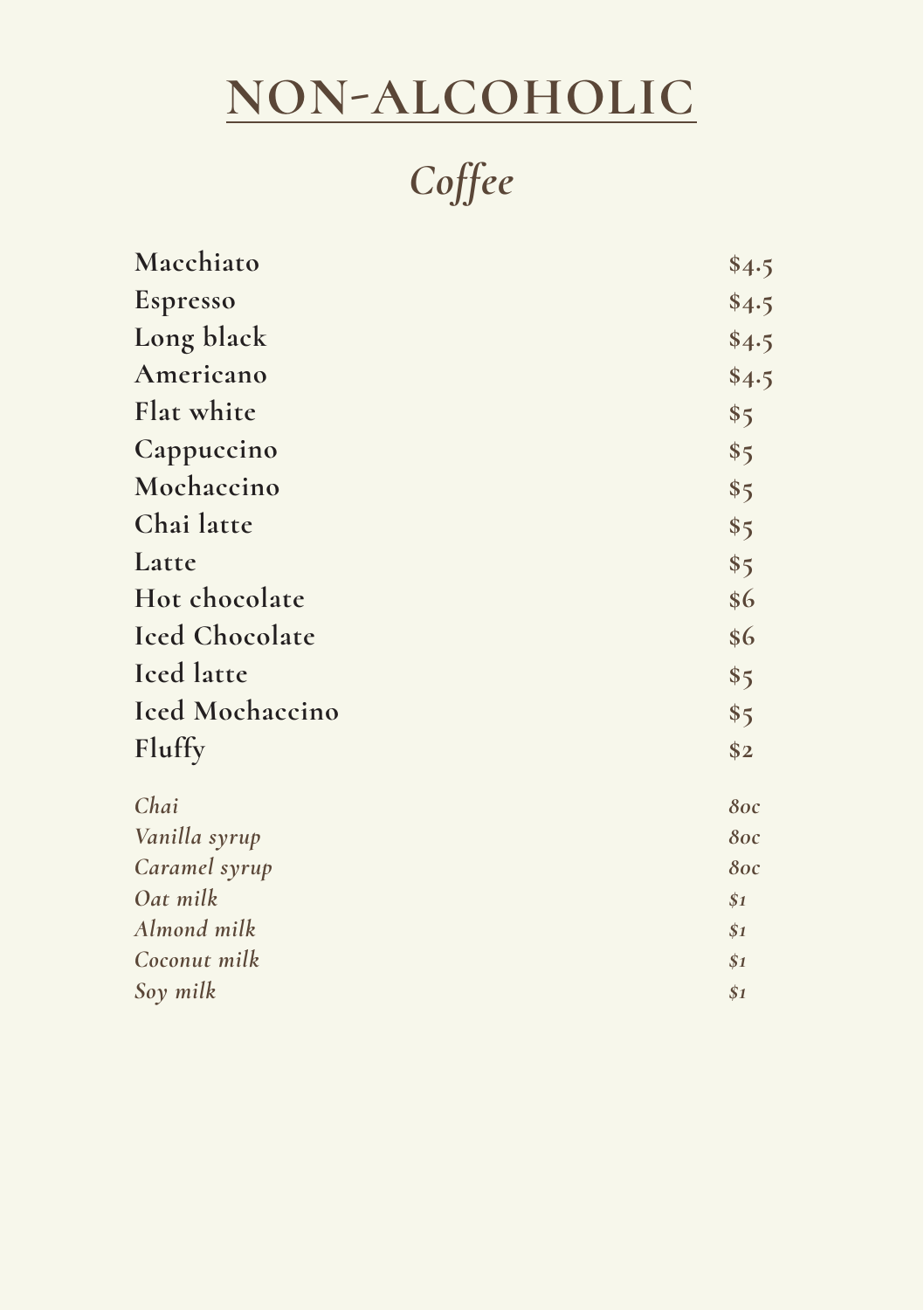# NON-ALCOHOLIC

## *Coffee*

| | |
|---|---|
| **Macchiato** | **$4.5** |
| **Espresso** | **$4.5** |
| **Long black** | **$4.5** |
| **Americano** | **$4.5** |
| **Flat white** | **$5** |
| **Cappuccino** | **$5** |
| **Mochaccino** | **$5** |
| **Chai latte** | **$5** |
| **Latte** | **$5** |
| **Hot chocolate** | **$6** |
| **Iced Chocolate** | **$6** |
| **Iced latte** | **$5** |
| **Iced Mochaccino** | **$5** |
| **Fluffy** | **$2** |

| | |
|---|---|
| *Chai* | *80c* |
| *Vanilla syrup* | *80c* |
| *Caramel syrup* | *80c* |
| *Oat milk* | *$1* |
| *Almond milk* | *$1* |
| *Coconut milk* | *$1* |
| *Soy milk* | *$1* |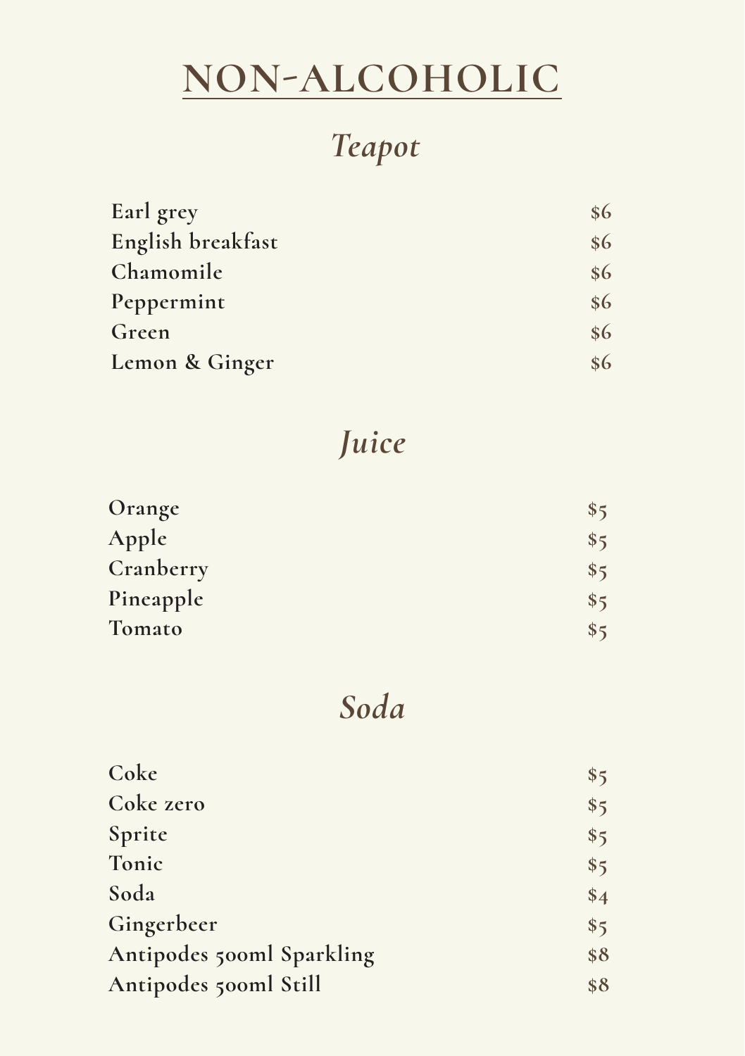# NON-ALCOHOLIC

## *Teapot*

| | |
|---|---|
| **Earl grey** | **$6** |
| **English breakfast** | **$6** |
| **Chamomile** | **$6** |
| **Peppermint** | **$6** |
| **Green** | **$6** |
| **Lemon & Ginger** | **$6** |

## *Juice*

| | |
|---|---|
| **Orange** | **$5** |
| **Apple** | **$5** |
| **Cranberry** | **$5** |
| **Pineapple** | **$5** |
| **Tomato** | **$5** |

## *Soda*

| | |
|---|---|
| **Coke** | **$5** |
| **Coke zero** | **$5** |
| **Sprite** | **$5** |
| **Tonic** | **$5** |
| **Soda** | **$4** |
| **Gingerbeer** | **$5** |
| **Antipodes 500ml Sparkling** | **$8** |
| **Antipodes 500ml Still** | **$8** |